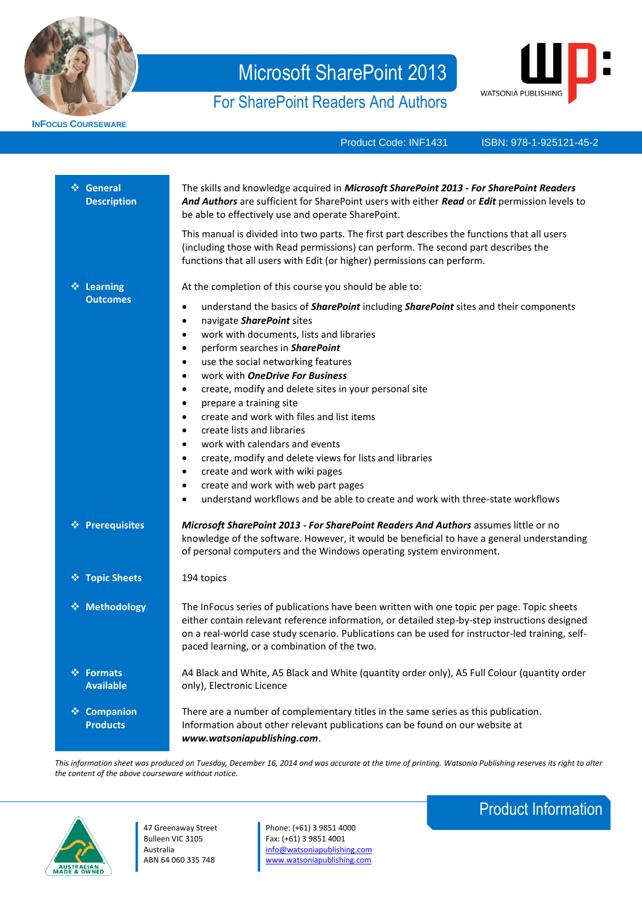**INFOCUS COURSEWARE**

# Microsoft SharePoint 2013

## For SharePoint Readers And Authors

WATSONIA PUBLISHING

Product Code: INF1431 ISBN: 978-1-925121-45-2

### General Description

The skills and knowledge acquired in ***Microsoft SharePoint 2013 - For SharePoint Readers And Authors*** are sufficient for SharePoint users with either ***Read*** or ***Edit*** permission levels to be able to effectively use and operate SharePoint.

This manual is divided into two parts. The first part describes the functions that all users (including those with Read permissions) can perform. The second part describes the functions that all users with Edit (or higher) permissions can perform.

### Learning Outcomes

At the completion of this course you should be able to:

- understand the basics of ***SharePoint*** including ***SharePoint*** sites and their components
- navigate ***SharePoint*** sites
- work with documents, lists and libraries
- perform searches in ***SharePoint***
- use the social networking features
- work with ***OneDrive For Business***
- create, modify and delete sites in your personal site
- prepare a training site
- create and work with files and list items
- create lists and libraries
- work with calendars and events
- create, modify and delete views for lists and libraries
- create and work with wiki pages
- create and work with web part pages
- understand workflows and be able to create and work with three-state workflows

### Prerequisites

***Microsoft SharePoint 2013 - For SharePoint Readers And Authors*** assumes little or no knowledge of the software. However, it would be beneficial to have a general understanding of personal computers and the Windows operating system environment.

### Topic Sheets

194 topics

### Methodology

The InFocus series of publications have been written with one topic per page. Topic sheets either contain relevant reference information, or detailed step-by-step instructions designed on a real-world case study scenario. Publications can be used for instructor-led training, self-paced learning, or a combination of the two.

### Formats Available

A4 Black and White, A5 Black and White (quantity order only), A5 Full Colour (quantity order only), Electronic Licence

### Companion Products

There are a number of complementary titles in the same series as this publication. Information about other relevant publications can be found on our website at ***www.watsoniapublishing.com***.

*This information sheet was produced on Tuesday, December 16, 2014 and was accurate at the time of printing. Watsonia Publishing reserves its right to alter the content of the above courseware without notice.*

## Product Information

AUSTRALIAN MADE & OWNED

47 Greenaway Street
Bulleen VIC 3105
Australia
ABN 64 060 335 748

Phone: (+61) 3 9851 4000
Fax: (+61) 3 9851 4001
info@watsoniapublishing.com
www.watsoniapublishing.com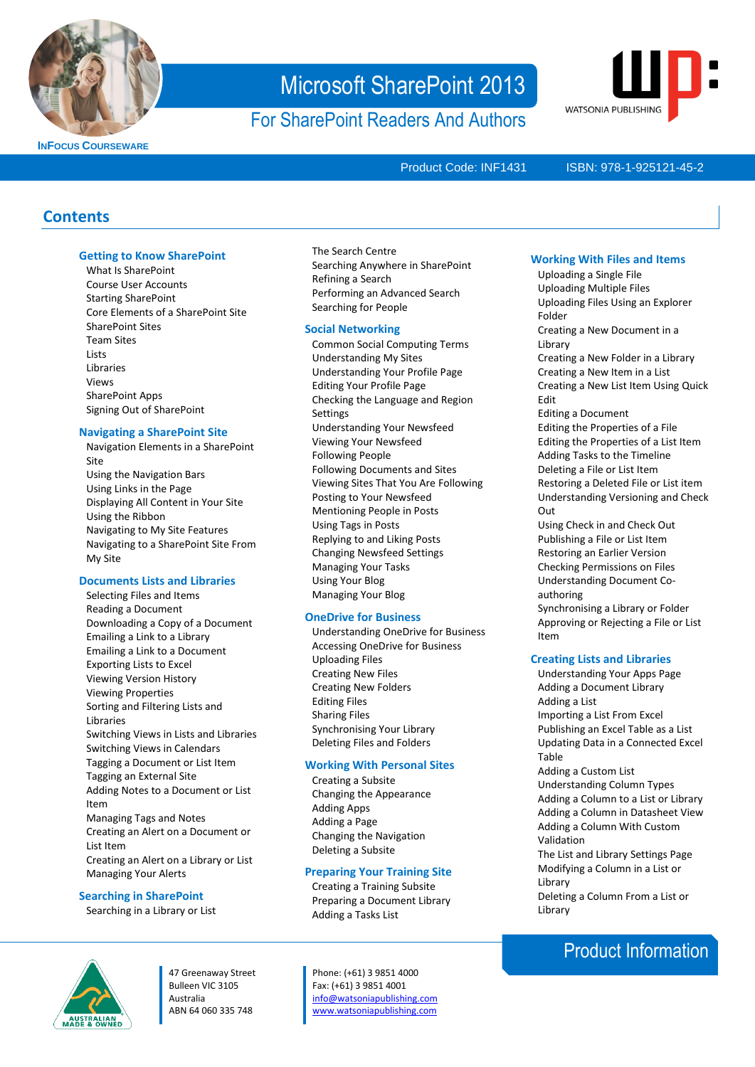# Microsoft SharePoint 2013

## For SharePoint Readers And Authors

INFOCUS COURSEWARE

WATSONIA PUBLISHING

Product Code: INF1431 ISBN: 978-1-925121-45-2

## Contents

### Getting to Know SharePoint

- What Is SharePoint
- Course User Accounts
- Starting SharePoint
- Core Elements of a SharePoint Site
- SharePoint Sites
- Team Sites
- Lists
- Libraries
- Views
- SharePoint Apps
- Signing Out of SharePoint

### Navigating a SharePoint Site

- Navigation Elements in a SharePoint Site
- Using the Navigation Bars
- Using Links in the Page
- Displaying All Content in Your Site
- Using the Ribbon
- Navigating to My Site Features
- Navigating to a SharePoint Site From My Site

### Documents Lists and Libraries

- Selecting Files and Items
- Reading a Document
- Downloading a Copy of a Document
- Emailing a Link to a Library
- Emailing a Link to a Document
- Exporting Lists to Excel
- Viewing Version History
- Viewing Properties
- Sorting and Filtering Lists and Libraries
- Switching Views in Lists and Libraries
- Switching Views in Calendars
- Tagging a Document or List Item
- Tagging an External Site
- Adding Notes to a Document or List Item
- Managing Tags and Notes
- Creating an Alert on a Document or List Item
- Creating an Alert on a Library or List
- Managing Your Alerts

### Searching in SharePoint

- Searching in a Library or List
- The Search Centre
- Searching Anywhere in SharePoint
- Refining a Search
- Performing an Advanced Search
- Searching for People

### Social Networking

- Common Social Computing Terms
- Understanding My Sites
- Understanding Your Profile Page
- Editing Your Profile Page
- Checking the Language and Region Settings
- Understanding Your Newsfeed
- Viewing Your Newsfeed
- Following People
- Following Documents and Sites
- Viewing Sites That You Are Following
- Posting to Your Newsfeed
- Mentioning People in Posts
- Using Tags in Posts
- Replying to and Liking Posts
- Changing Newsfeed Settings
- Managing Your Tasks
- Using Your Blog
- Managing Your Blog

### OneDrive for Business

- Understanding OneDrive for Business
- Accessing OneDrive for Business
- Uploading Files
- Creating New Files
- Creating New Folders
- Editing Files
- Sharing Files
- Synchronising Your Library
- Deleting Files and Folders

### Working With Personal Sites

- Creating a Subsite
- Changing the Appearance
- Adding Apps
- Adding a Page
- Changing the Navigation
- Deleting a Subsite

### Preparing Your Training Site

- Creating a Training Subsite
- Preparing a Document Library
- Adding a Tasks List

### Working With Files and Items

- Uploading a Single File
- Uploading Multiple Files
- Uploading Files Using an Explorer Folder
- Creating a New Document in a Library
- Creating a New Folder in a Library
- Creating a New Item in a List
- Creating a New List Item Using Quick Edit
- Editing a Document
- Editing the Properties of a File
- Editing the Properties of a List Item
- Adding Tasks to the Timeline
- Deleting a File or List Item
- Restoring a Deleted File or List item
- Understanding Versioning and Check Out
- Using Check in and Check Out
- Publishing a File or List Item
- Restoring an Earlier Version
- Checking Permissions on Files
- Understanding Document Co-authoring
- Synchronising a Library or Folder
- Approving or Rejecting a File or List Item

### Creating Lists and Libraries

- Understanding Your Apps Page
- Adding a Document Library
- Adding a List
- Importing a List From Excel
- Publishing an Excel Table as a List
- Updating Data in a Connected Excel Table
- Adding a Custom List
- Understanding Column Types
- Adding a Column to a List or Library
- Adding a Column in Datasheet View
- Adding a Column With Custom Validation
- The List and Library Settings Page
- Modifying a Column in a List or Library
- Deleting a Column From a List or Library

## Product Information

AUSTRALIAN MADE & OWNED

47 Greenaway Street
Bulleen VIC 3105
Australia
ABN 64 060 335 748

Phone: (+61) 3 9851 4000
Fax: (+61) 3 9851 4001
info@watsoniapublishing.com
www.watsoniapublishing.com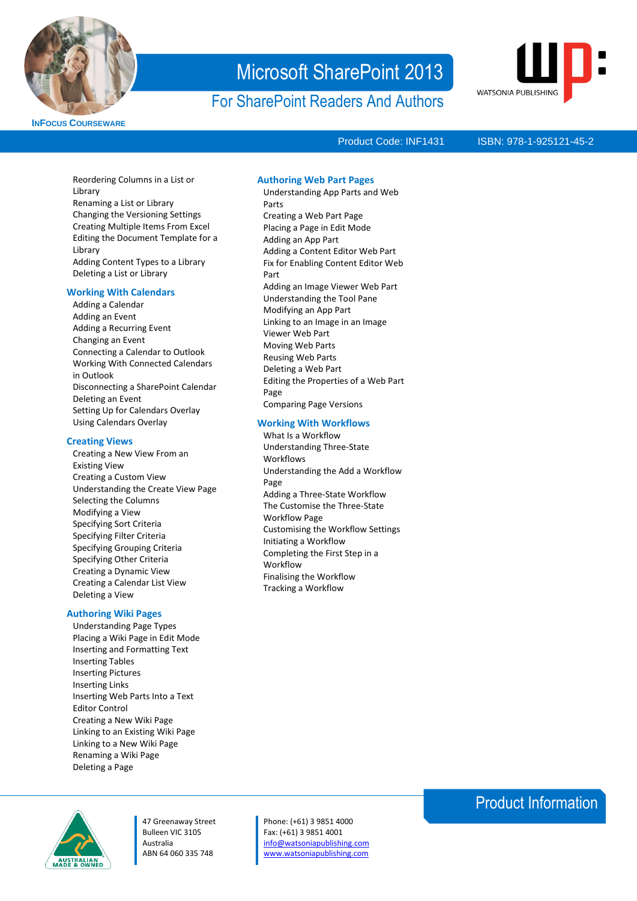# Microsoft SharePoint 2013

## For SharePoint Readers And Authors

INFOCUS COURSEWARE

WATSONIA PUBLISHING

Product Code: INF1431 ISBN: 978-1-925121-45-2

- Reordering Columns in a List or Library
- Renaming a List or Library
- Changing the Versioning Settings
- Creating Multiple Items From Excel
- Editing the Document Template for a Library
- Adding Content Types to a Library
- Deleting a List or Library

### Working With Calendars

- Adding a Calendar
- Adding an Event
- Adding a Recurring Event
- Changing an Event
- Connecting a Calendar to Outlook
- Working With Connected Calendars in Outlook
- Disconnecting a SharePoint Calendar
- Deleting an Event
- Setting Up for Calendars Overlay
- Using Calendars Overlay

### Creating Views

- Creating a New View From an Existing View
- Creating a Custom View
- Understanding the Create View Page
- Selecting the Columns
- Modifying a View
- Specifying Sort Criteria
- Specifying Filter Criteria
- Specifying Grouping Criteria
- Specifying Other Criteria
- Creating a Dynamic View
- Creating a Calendar List View
- Deleting a View

### Authoring Wiki Pages

- Understanding Page Types
- Placing a Wiki Page in Edit Mode
- Inserting and Formatting Text
- Inserting Tables
- Inserting Pictures
- Inserting Links
- Inserting Web Parts Into a Text Editor Control
- Creating a New Wiki Page
- Linking to an Existing Wiki Page
- Linking to a New Wiki Page
- Renaming a Wiki Page
- Deleting a Page

### Authoring Web Part Pages

- Understanding App Parts and Web Parts
- Creating a Web Part Page
- Placing a Page in Edit Mode
- Adding an App Part
- Adding a Content Editor Web Part
- Fix for Enabling Content Editor Web Part
- Adding an Image Viewer Web Part
- Understanding the Tool Pane
- Modifying an App Part
- Linking to an Image in an Image Viewer Web Part
- Moving Web Parts
- Reusing Web Parts
- Deleting a Web Part
- Editing the Properties of a Web Part Page
- Comparing Page Versions

### Working With Workflows

- What Is a Workflow
- Understanding Three-State Workflows
- Understanding the Add a Workflow Page
- Adding a Three-State Workflow
- The Customise the Three-State Workflow Page
- Customising the Workflow Settings
- Initiating a Workflow
- Completing the First Step in a Workflow
- Finalising the Workflow
- Tracking a Workflow

## Product Information

AUSTRALIAN MADE & OWNED

47 Greenaway Street
Bulleen VIC 3105
Australia
ABN 64 060 335 748

Phone: (+61) 3 9851 4000
Fax: (+61) 3 9851 4001
info@watsoniapublishing.com
www.watsoniapublishing.com